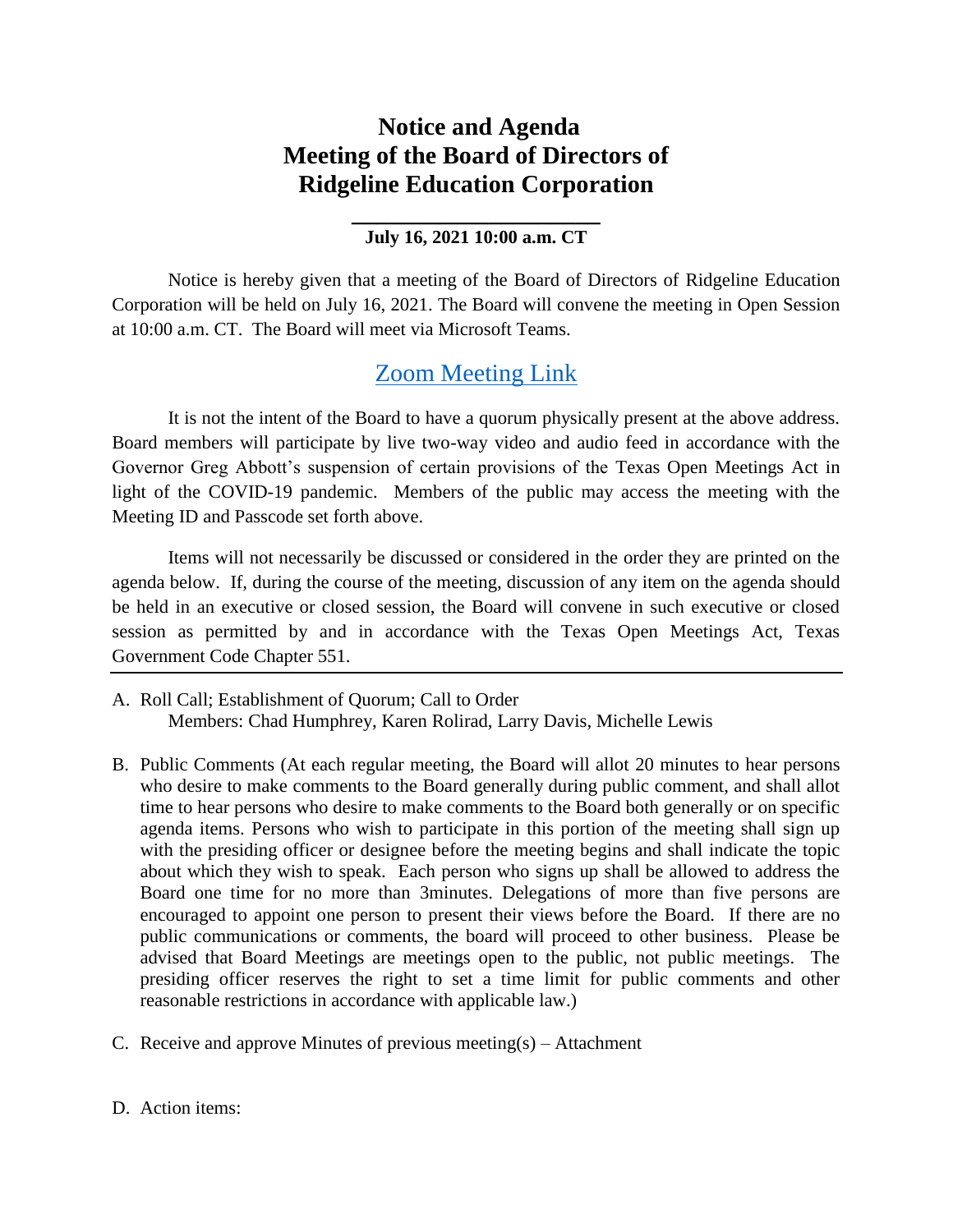# Notice and Agenda
# Meeting of the Board of Directors of
# Ridgeline Education Corporation

**July 16, 2021 10:00 a.m. CT**

Notice is hereby given that a meeting of the Board of Directors of Ridgeline Education Corporation will be held on July 16, 2021. The Board will convene the meeting in Open Session at 10:00 a.m. CT. The Board will meet via Microsoft Teams.

## Zoom Meeting Link

It is not the intent of the Board to have a quorum physically present at the above address. Board members will participate by live two-way video and audio feed in accordance with the Governor Greg Abbott's suspension of certain provisions of the Texas Open Meetings Act in light of the COVID-19 pandemic. Members of the public may access the meeting with the Meeting ID and Passcode set forth above.

Items will not necessarily be discussed or considered in the order they are printed on the agenda below. If, during the course of the meeting, discussion of any item on the agenda should be held in an executive or closed session, the Board will convene in such executive or closed session as permitted by and in accordance with the Texas Open Meetings Act, Texas Government Code Chapter 551.

---

A. Roll Call; Establishment of Quorum; Call to Order
   Members: Chad Humphrey, Karen Rolirad, Larry Davis, Michelle Lewis

B. Public Comments (At each regular meeting, the Board will allot 20 minutes to hear persons who desire to make comments to the Board generally during public comment, and shall allot time to hear persons who desire to make comments to the Board both generally or on specific agenda items. Persons who wish to participate in this portion of the meeting shall sign up with the presiding officer or designee before the meeting begins and shall indicate the topic about which they wish to speak. Each person who signs up shall be allowed to address the Board one time for no more than 3minutes. Delegations of more than five persons are encouraged to appoint one person to present their views before the Board. If there are no public communications or comments, the board will proceed to other business. Please be advised that Board Meetings are meetings open to the public, not public meetings. The presiding officer reserves the right to set a time limit for public comments and other reasonable restrictions in accordance with applicable law.)

C. Receive and approve Minutes of previous meeting(s) – Attachment

D. Action items: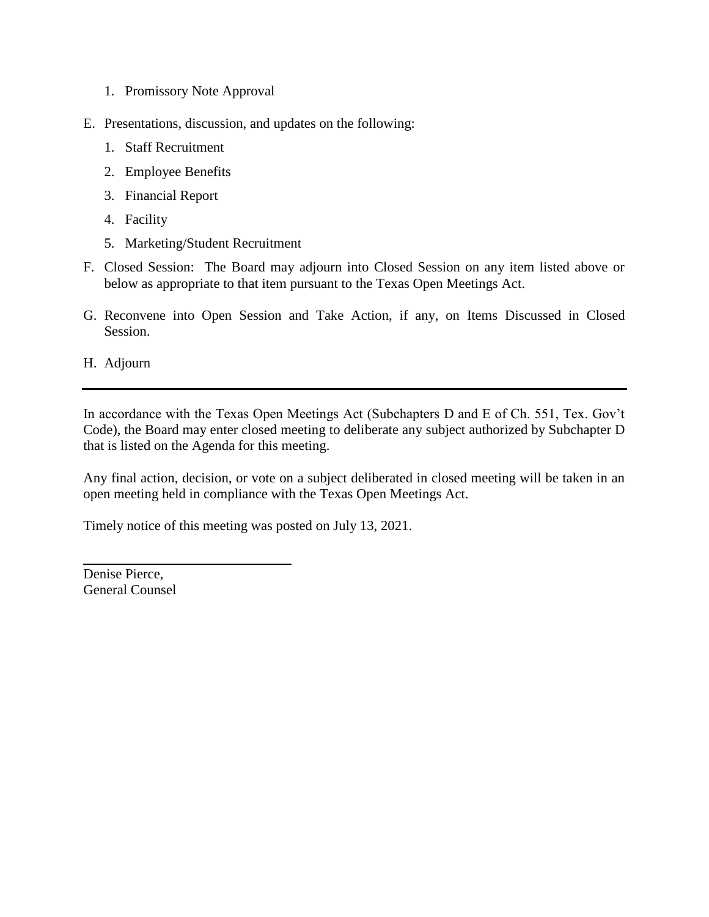1. Promissory Note Approval

E. Presentations, discussion, and updates on the following:

   1. Staff Recruitment
   2. Employee Benefits
   3. Financial Report
   4. Facility
   5. Marketing/Student Recruitment

F. Closed Session: The Board may adjourn into Closed Session on any item listed above or below as appropriate to that item pursuant to the Texas Open Meetings Act.

G. Reconvene into Open Session and Take Action, if any, on Items Discussed in Closed Session.

H. Adjourn

---

In accordance with the Texas Open Meetings Act (Subchapters D and E of Ch. 551, Tex. Gov't Code), the Board may enter closed meeting to deliberate any subject authorized by Subchapter D that is listed on the Agenda for this meeting.

Any final action, decision, or vote on a subject deliberated in closed meeting will be taken in an open meeting held in compliance with the Texas Open Meetings Act.

Timely notice of this meeting was posted on July 13, 2021.

\_\_\_\_\_\_\_\_\_\_\_\_\_\_\_\_\_\_\_\_\_\_\_\_\_\_\_\_\_\_

Denise Pierce,
General Counsel